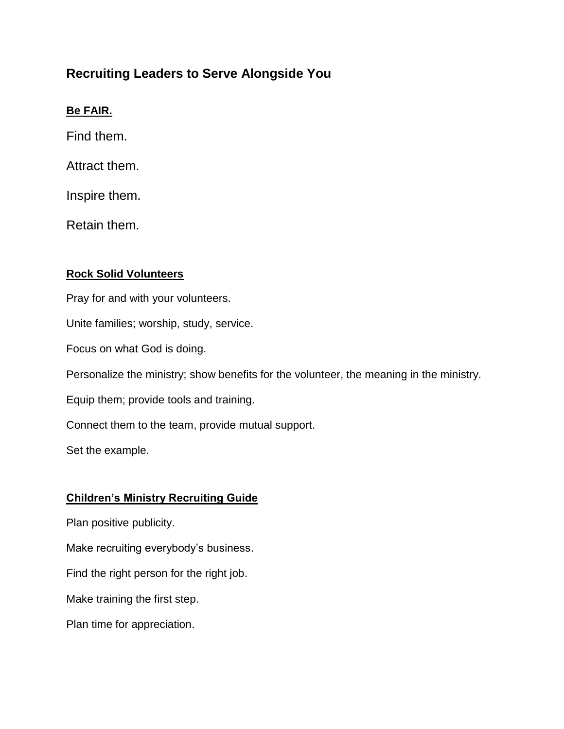## Recruiting Leaders to Serve Alongside You

**Be FAIR.**

Find them.

Attract them.

Inspire them.

Retain them.

**Rock Solid Volunteers**

Pray for and with your volunteers.

Unite families; worship, study, service.

Focus on what God is doing.

Personalize the ministry; show benefits for the volunteer, the meaning in the ministry.

Equip them; provide tools and training.

Connect them to the team, provide mutual support.

Set the example.

**Children's Ministry Recruiting Guide**

Plan positive publicity.

Make recruiting everybody's business.

Find the right person for the right job.

Make training the first step.

Plan time for appreciation.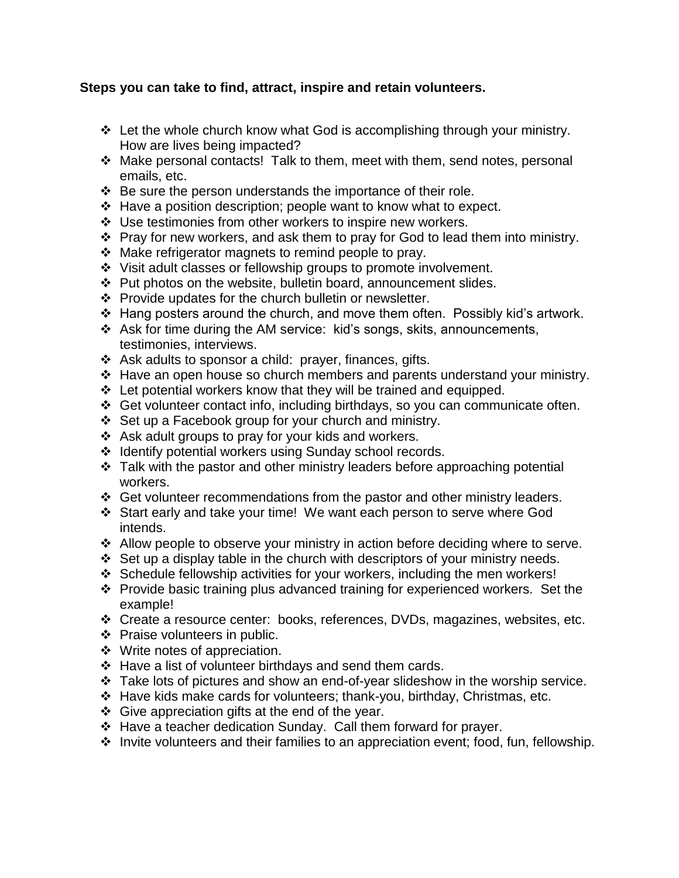**Steps you can take to find, attract, inspire and retain volunteers.**

- Let the whole church know what God is accomplishing through your ministry. How are lives being impacted?
- Make personal contacts! Talk to them, meet with them, send notes, personal emails, etc.
- Be sure the person understands the importance of their role.
- Have a position description; people want to know what to expect.
- Use testimonies from other workers to inspire new workers.
- Pray for new workers, and ask them to pray for God to lead them into ministry.
- Make refrigerator magnets to remind people to pray.
- Visit adult classes or fellowship groups to promote involvement.
- Put photos on the website, bulletin board, announcement slides.
- Provide updates for the church bulletin or newsletter.
- Hang posters around the church, and move them often. Possibly kid's artwork.
- Ask for time during the AM service: kid's songs, skits, announcements, testimonies, interviews.
- Ask adults to sponsor a child: prayer, finances, gifts.
- Have an open house so church members and parents understand your ministry.
- Let potential workers know that they will be trained and equipped.
- Get volunteer contact info, including birthdays, so you can communicate often.
- Set up a Facebook group for your church and ministry.
- Ask adult groups to pray for your kids and workers.
- Identify potential workers using Sunday school records.
- Talk with the pastor and other ministry leaders before approaching potential workers.
- Get volunteer recommendations from the pastor and other ministry leaders.
- Start early and take your time! We want each person to serve where God intends.
- Allow people to observe your ministry in action before deciding where to serve.
- Set up a display table in the church with descriptors of your ministry needs.
- Schedule fellowship activities for your workers, including the men workers!
- Provide basic training plus advanced training for experienced workers. Set the example!
- Create a resource center: books, references, DVDs, magazines, websites, etc.
- Praise volunteers in public.
- Write notes of appreciation.
- Have a list of volunteer birthdays and send them cards.
- Take lots of pictures and show an end-of-year slideshow in the worship service.
- Have kids make cards for volunteers; thank-you, birthday, Christmas, etc.
- Give appreciation gifts at the end of the year.
- Have a teacher dedication Sunday. Call them forward for prayer.
- Invite volunteers and their families to an appreciation event; food, fun, fellowship.